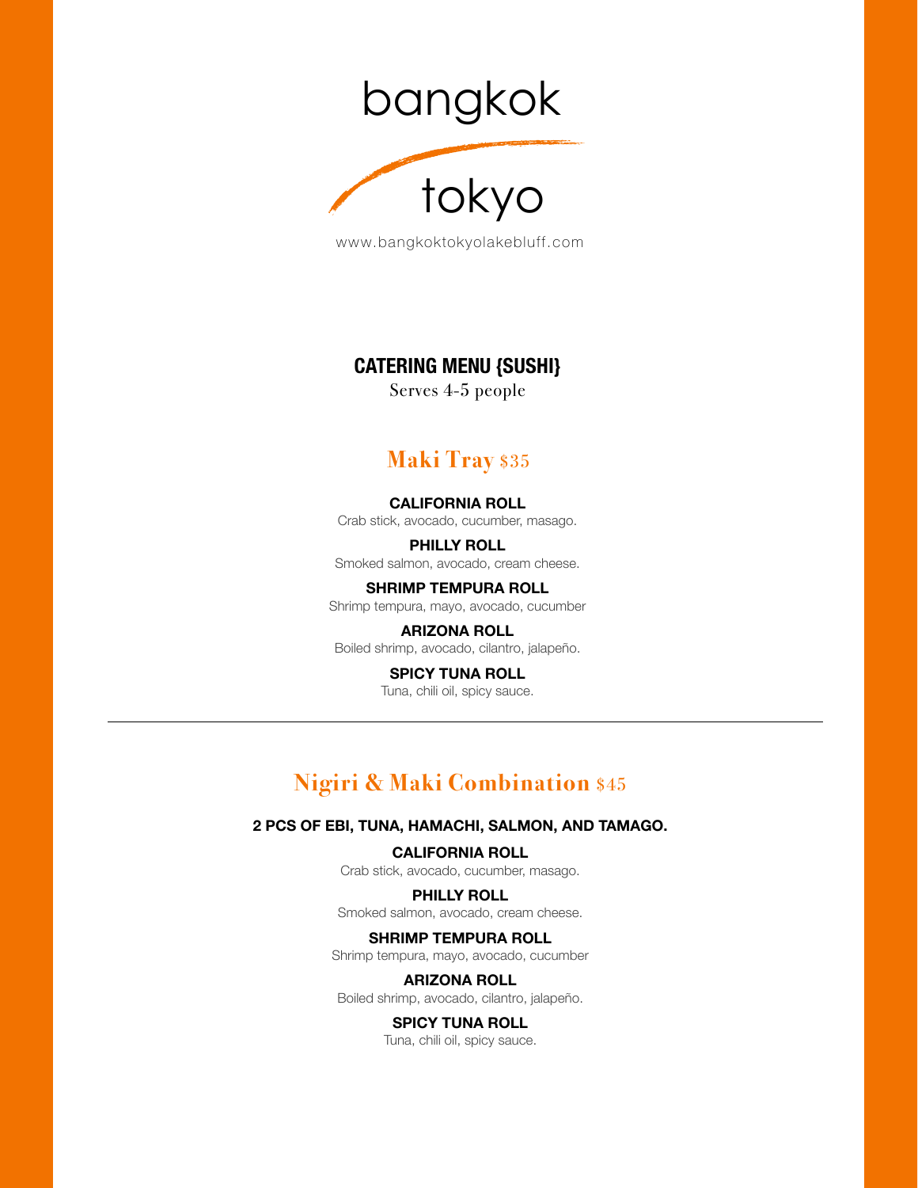# bangkok tokyo

www.bangkoktokyolakebluff.com

## CATERING MENU {SUSHI}

Serves 4-5 people

### Maki Tray $35

**CALIFORNIA ROLL**
Crab stick, avocado, cucumber, masago.

**PHILLY ROLL**
Smoked salmon, avocado, cream cheese.

**SHRIMP TEMPURA ROLL**
Shrimp tempura, mayo, avocado, cucumber

**ARIZONA ROLL**
Boiled shrimp, avocado, cilantro, jalapeño.

**SPICY TUNA ROLL**
Tuna, chili oil, spicy sauce.

---

### Nigiri & Maki Combination $45

**2 PCS OF EBI, TUNA, HAMACHI, SALMON, AND TAMAGO.**

**CALIFORNIA ROLL**
Crab stick, avocado, cucumber, masago.

**PHILLY ROLL**
Smoked salmon, avocado, cream cheese.

**SHRIMP TEMPURA ROLL**
Shrimp tempura, mayo, avocado, cucumber

**ARIZONA ROLL**
Boiled shrimp, avocado, cilantro, jalapeño.

**SPICY TUNA ROLL**
Tuna, chili oil, spicy sauce.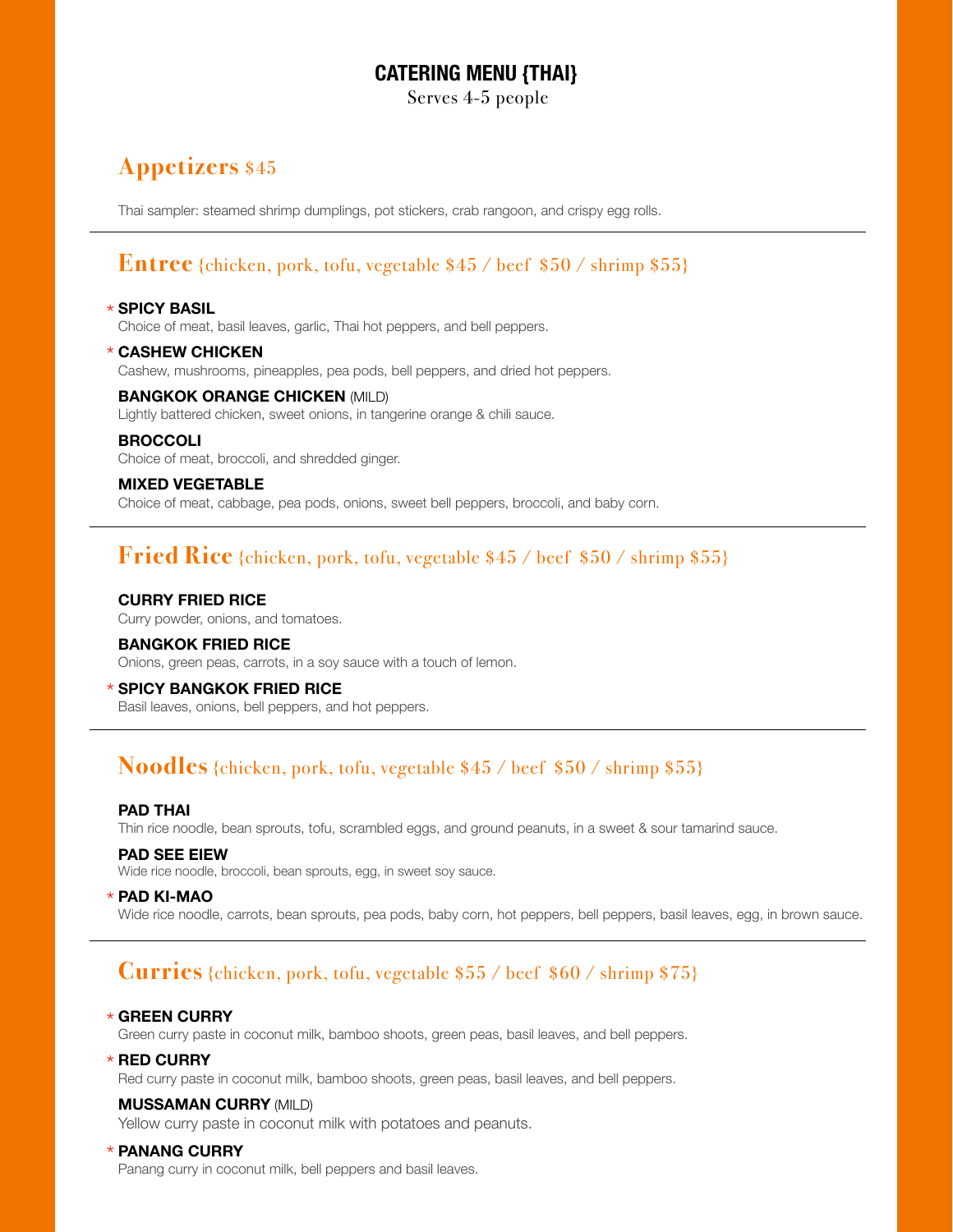# CATERING MENU {THAI}

Serves 4-5 people

## Appetizers $45

Thai sampler: steamed shrimp dumplings, pot stickers, crab rangoon, and crispy egg rolls.

---

## Entree {chicken, pork, tofu, vegetable $45 / beef $50 / shrimp $55}

* **SPICY BASIL**
Choice of meat, basil leaves, garlic, Thai hot peppers, and bell peppers.

* **CASHEW CHICKEN**
Cashew, mushrooms, pineapples, pea pods, bell peppers, and dried hot peppers.

**BANGKOK ORANGE CHICKEN** (MILD)
Lightly battered chicken, sweet onions, in tangerine orange & chili sauce.

**BROCCOLI**
Choice of meat, broccoli, and shredded ginger.

**MIXED VEGETABLE**
Choice of meat, cabbage, pea pods, onions, sweet bell peppers, broccoli, and baby corn.

---

## Fried Rice {chicken, pork, tofu, vegetable $45 / beef $50 / shrimp $55}

**CURRY FRIED RICE**
Curry powder, onions, and tomatoes.

**BANGKOK FRIED RICE**
Onions, green peas, carrots, in a soy sauce with a touch of lemon.

* **SPICY BANGKOK FRIED RICE**
Basil leaves, onions, bell peppers, and hot peppers.

---

## Noodles {chicken, pork, tofu, vegetable $45 / beef $50 / shrimp $55}

**PAD THAI**
Thin rice noodle, bean sprouts, tofu, scrambled eggs, and ground peanuts, in a sweet & sour tamarind sauce.

**PAD SEE EIEW**
Wide rice noodle, broccoli, bean sprouts, egg, in sweet soy sauce.

* **PAD KI-MAO**
Wide rice noodle, carrots, bean sprouts, pea pods, baby corn, hot peppers, bell peppers, basil leaves, egg, in brown sauce.

---

## Curries {chicken, pork, tofu, vegetable $55 / beef $60 / shrimp $75}

* **GREEN CURRY**
Green curry paste in coconut milk, bamboo shoots, green peas, basil leaves, and bell peppers.

* **RED CURRY**
Red curry paste in coconut milk, bamboo shoots, green peas, basil leaves, and bell peppers.

**MUSSAMAN CURRY** (MILD)
Yellow curry paste in coconut milk with potatoes and peanuts.

* **PANANG CURRY**
Panang curry in coconut milk, bell peppers and basil leaves.